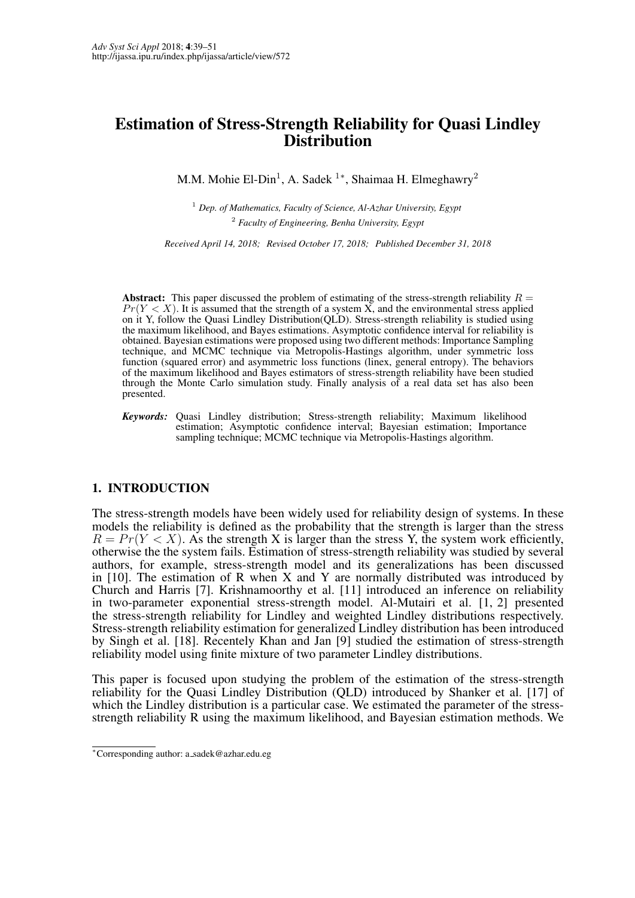# Estimation of Stress-Strength Reliability for Quasi Lindley Distribution

M.M. Mohie El-Din[1], A. Sadek [1*], Shaimaa H. Elmeghawry[2]

[1] *Dep. of Mathematics, Faculty of Science, Al-Azhar University, Egypt*
[2] *Faculty of Engineering, Benha University, Egypt*

*Received April 14, 2018; Revised October 17, 2018; Published December 31, 2018*

**Abstract:** This paper discussed the problem of estimating of the stress-strength reliability $R = Pr(Y < X)$. It is assumed that the strength of a system X, and the environmental stress applied on it Y, follow the Quasi Lindley Distribution(QLD). Stress-strength reliability is studied using the maximum likelihood, and Bayes estimations. Asymptotic confidence interval for reliability is obtained. Bayesian estimations were proposed using two different methods: Importance Sampling technique, and MCMC technique via Metropolis-Hastings algorithm, under symmetric loss function (squared error) and asymmetric loss functions (linex, general entropy). The behaviors of the maximum likelihood and Bayes estimators of stress-strength reliability have been studied through the Monte Carlo simulation study. Finally analysis of a real data set has also been presented.

***Keywords:*** Quasi Lindley distribution; Stress-strength reliability; Maximum likelihood estimation; Asymptotic confidence interval; Bayesian estimation; Importance sampling technique; MCMC technique via Metropolis-Hastings algorithm.

## 1. INTRODUCTION

The stress-strength models have been widely used for reliability design of systems. In these models the reliability is defined as the probability that the strength is larger than the stress $R = Pr(Y < X)$. As the strength X is larger than the stress Y, the system work efficiently, otherwise the the system fails. Estimation of stress-strength reliability was studied by several authors, for example, stress-strength model and its generalizations has been discussed in [10]. The estimation of R when X and Y are normally distributed was introduced by Church and Harris [7]. Krishnamoorthy et al. [11] introduced an inference on reliability in two-parameter exponential stress-strength model. Al-Mutairi et al. [1, 2] presented the stress-strength reliability for Lindley and weighted Lindley distributions respectively. Stress-strength reliability estimation for generalized Lindley distribution has been introduced by Singh et al. [18]. Recentely Khan and Jan [9] studied the estimation of stress-strength reliability model using finite mixture of two parameter Lindley distributions.

This paper is focused upon studying the problem of the estimation of the stress-strength reliability for the Quasi Lindley Distribution (QLD) introduced by Shanker et al. [17] of which the Lindley distribution is a particular case. We estimated the parameter of the stress-strength reliability R using the maximum likelihood, and Bayesian estimation methods. We

*Corresponding author: a_sadek@azhar.edu.eg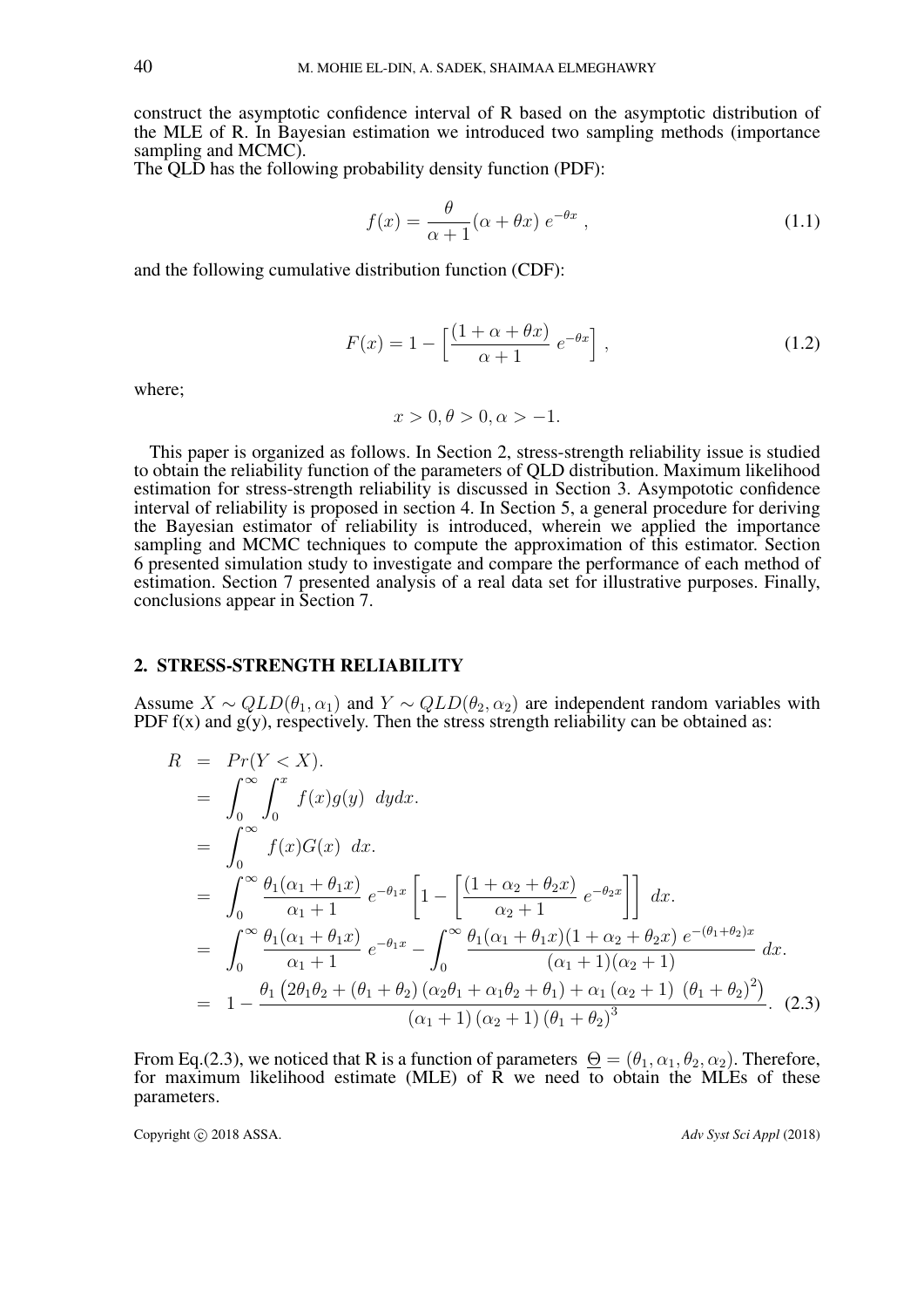construct the asymptotic confidence interval of R based on the asymptotic distribution of the MLE of R. In Bayesian estimation we introduced two sampling methods (importance sampling and MCMC).
The QLD has the following probability density function (PDF):

$$f(x) = \frac{\theta}{\alpha+1}(\alpha + \theta x)\, e^{-\theta x} \,, \tag{1.1}$$

and the following cumulative distribution function (CDF):

$$F(x) = 1 - \Big[\frac{(1+\alpha+\theta x)}{\alpha+1}\, e^{-\theta x}\Big] \,, \tag{1.2}$$

where;

$$x > 0, \theta > 0, \alpha > -1.$$

This paper is organized as follows. In Section 2, stress-strength reliability issue is studied to obtain the reliability function of the parameters of QLD distribution. Maximum likelihood estimation for stress-strength reliability is discussed in Section 3. Asympototic confidence interval of reliability is proposed in section 4. In Section 5, a general procedure for deriving the Bayesian estimator of reliability is introduced, wherein we applied the importance sampling and MCMC techniques to compute the approximation of this estimator. Section 6 presented simulation study to investigate and compare the performance of each method of estimation. Section 7 presented analysis of a real data set for illustrative purposes. Finally, conclusions appear in Section 7.

## 2. STRESS-STRENGTH RELIABILITY

Assume $X \sim QLD(\theta_1, \alpha_1)$ and $Y \sim QLD(\theta_2, \alpha_2)$ are independent random variables with PDF f(x) and g(y), respectively. Then the stress strength reliability can be obtained as:

$$\begin{aligned}
R &= Pr(Y < X). \\
&= \int_0^\infty \int_0^x f(x)g(y) \;\, dydx. \\
&= \int_0^\infty f(x)G(x) \;\, dx. \\
&= \int_0^\infty \frac{\theta_1(\alpha_1+\theta_1 x)}{\alpha_1+1}\, e^{-\theta_1 x} \left[1 - \left[\frac{(1+\alpha_2+\theta_2 x)}{\alpha_2+1}\, e^{-\theta_2 x}\right]\right] \; dx. \\
&= \int_0^\infty \frac{\theta_1(\alpha_1+\theta_1 x)}{\alpha_1+1}\, e^{-\theta_1 x} - \int_0^\infty \frac{\theta_1(\alpha_1+\theta_1 x)(1+\alpha_2+\theta_2 x)\, e^{-(\theta_1+\theta_2)x}}{(\alpha_1+1)(\alpha_2+1)} \, dx. \\
&= 1 - \frac{\theta_1 \left(2\theta_1\theta_2 + (\theta_1+\theta_2)\left(\alpha_2\theta_1 + \alpha_1\theta_2 + \theta_1\right) + \alpha_1\left(\alpha_2+1\right)\,\left(\theta_1+\theta_2\right)^2\right)}{\left(\alpha_1+1\right)\left(\alpha_2+1\right)\left(\theta_1+\theta_2\right)^3}.
\end{aligned} \tag{2.3}$$

From Eq.(2.3), we noticed that R is a function of parameters $\underline{\Theta} = (\theta_1, \alpha_1, \theta_2, \alpha_2)$. Therefore, for maximum likelihood estimate (MLE) of R we need to obtain the MLEs of these parameters.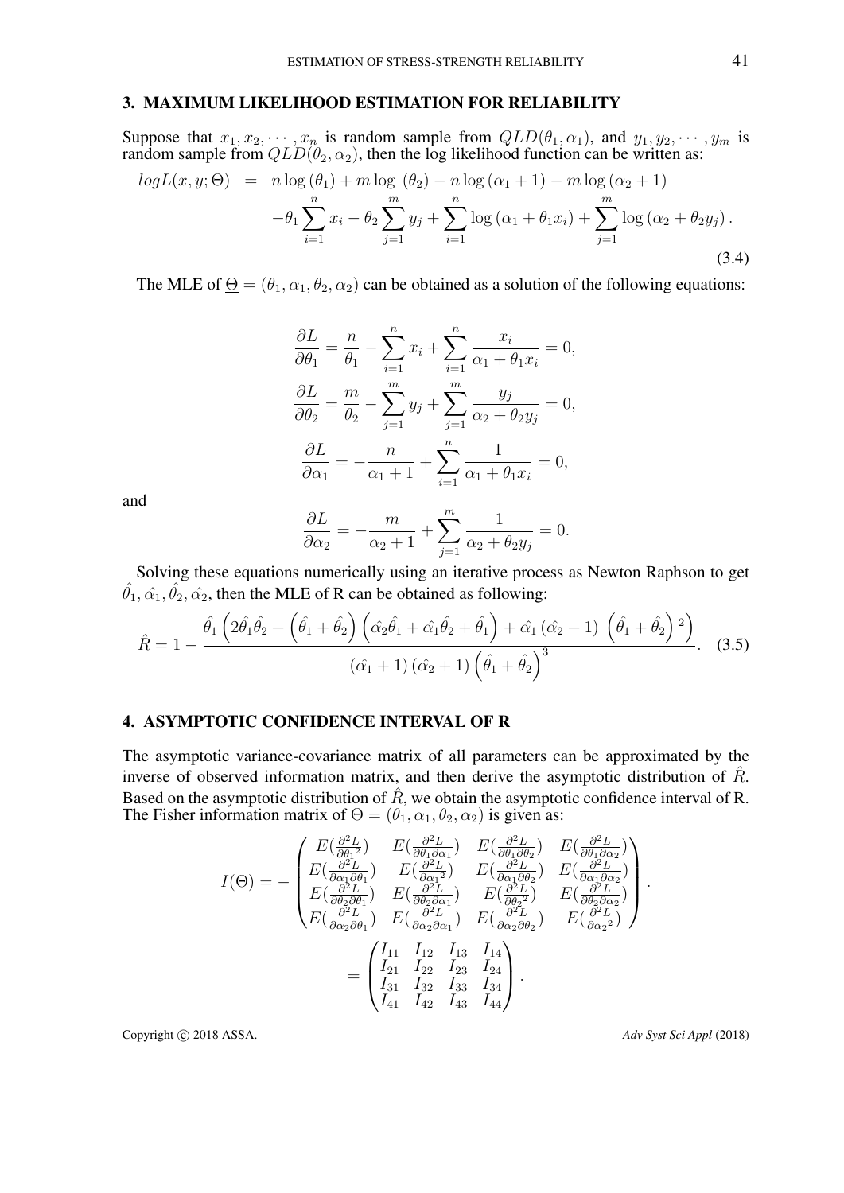## 3. MAXIMUM LIKELIHOOD ESTIMATION FOR RELIABILITY

Suppose that $x_1, x_2, \cdots, x_n$ is random sample from $QLD(\theta_1, \alpha_1)$, and $y_1, y_2, \cdots, y_m$ is random sample from $QLD(\theta_2, \alpha_2)$, then the log likelihood function can be written as:

$$
\begin{aligned}
logL(x, y; \underline{\Theta}) \;=\;& n \log(\theta_1) + m \log(\theta_2) - n \log(\alpha_1 + 1) - m \log(\alpha_2 + 1) \\
& - \theta_1 \sum_{i=1}^{n} x_i - \theta_2 \sum_{j=1}^{m} y_j + \sum_{i=1}^{n} \log(\alpha_1 + \theta_1 x_i) + \sum_{j=1}^{m} \log(\alpha_2 + \theta_2 y_j).
\end{aligned}
\tag{3.4}
$$

The MLE of $\underline{\Theta} = (\theta_1, \alpha_1, \theta_2, \alpha_2)$ can be obtained as a solution of the following equations:

$$
\frac{\partial L}{\partial \theta_1} = \frac{n}{\theta_1} - \sum_{i=1}^{n} x_i + \sum_{i=1}^{n} \frac{x_i}{\alpha_1 + \theta_1 x_i} = 0,
$$

$$
\frac{\partial L}{\partial \theta_2} = \frac{m}{\theta_2} - \sum_{j=1}^{m} y_j + \sum_{j=1}^{m} \frac{y_j}{\alpha_2 + \theta_2 y_j} = 0,
$$

$$
\frac{\partial L}{\partial \alpha_1} = -\frac{n}{\alpha_1 + 1} + \sum_{i=1}^{n} \frac{1}{\alpha_1 + \theta_1 x_i} = 0,
$$

and

$$
\frac{\partial L}{\partial \alpha_2} = -\frac{m}{\alpha_2 + 1} + \sum_{j=1}^{m} \frac{1}{\alpha_2 + \theta_2 y_j} = 0.
$$

Solving these equations numerically using an iterative process as Newton Raphson to get $\hat{\theta}_1, \hat{\alpha_1}, \hat{\theta}_2, \hat{\alpha_2}$, then the MLE of R can be obtained as following:

$$
\hat{R} = 1 - \frac{\hat{\theta}_1 \left(2\hat{\theta}_1\hat{\theta}_2 + \left(\hat{\theta}_1 + \hat{\theta}_2\right)\left(\hat{\alpha_2}\hat{\theta}_1 + \hat{\alpha_1}\hat{\theta}_2 + \hat{\theta}_1\right) + \hat{\alpha_1}\left(\hat{\alpha_2} + 1\right)\left(\hat{\theta}_1 + \hat{\theta}_2\right)^2\right)}{\left(\hat{\alpha_1} + 1\right)\left(\hat{\alpha_2} + 1\right)\left(\hat{\theta}_1 + \hat{\theta}_2\right)^3}. \tag{3.5}
$$

## 4. ASYMPTOTIC CONFIDENCE INTERVAL OF R

The asymptotic variance-covariance matrix of all parameters can be approximated by the inverse of observed information matrix, and then derive the asymptotic distribution of $\hat{R}$. Based on the asymptotic distribution of $\hat{R}$, we obtain the asymptotic confidence interval of R. The Fisher information matrix of $\Theta = (\theta_1, \alpha_1, \theta_2, \alpha_2)$ is given as:

$$
I(\Theta) = -\begin{pmatrix}
E(\frac{\partial^2 L}{\partial \theta_1^2}) & E(\frac{\partial^2 L}{\partial \theta_1 \partial \alpha_1}) & E(\frac{\partial^2 L}{\partial \theta_1 \partial \theta_2}) & E(\frac{\partial^2 L}{\partial \theta_1 \partial \alpha_2}) \\
E(\frac{\partial^2 L}{\partial \alpha_1 \partial \theta_1}) & E(\frac{\partial^2 L}{\partial \alpha_1^2}) & E(\frac{\partial^2 L}{\partial \alpha_1 \partial \theta_2}) & E(\frac{\partial^2 L}{\partial \alpha_1 \partial \alpha_2}) \\
E(\frac{\partial^2 L}{\partial \theta_2 \partial \theta_1}) & E(\frac{\partial^2 L}{\partial \theta_2 \partial \alpha_1}) & E(\frac{\partial^2 L}{\partial \theta_2^2}) & E(\frac{\partial^2 L}{\partial \theta_2 \partial \alpha_2}) \\
E(\frac{\partial^2 L}{\partial \alpha_2 \partial \theta_1}) & E(\frac{\partial^2 L}{\partial \alpha_2 \partial \alpha_1}) & E(\frac{\partial^2 L}{\partial \alpha_2 \partial \theta_2}) & E(\frac{\partial^2 L}{\partial \alpha_2^2})
\end{pmatrix}.
$$

$$
= \begin{pmatrix}
I_{11} & I_{12} & I_{13} & I_{14} \\
I_{21} & I_{22} & I_{23} & I_{24} \\
I_{31} & I_{32} & I_{33} & I_{34} \\
I_{41} & I_{42} & I_{43} & I_{44}
\end{pmatrix}.
$$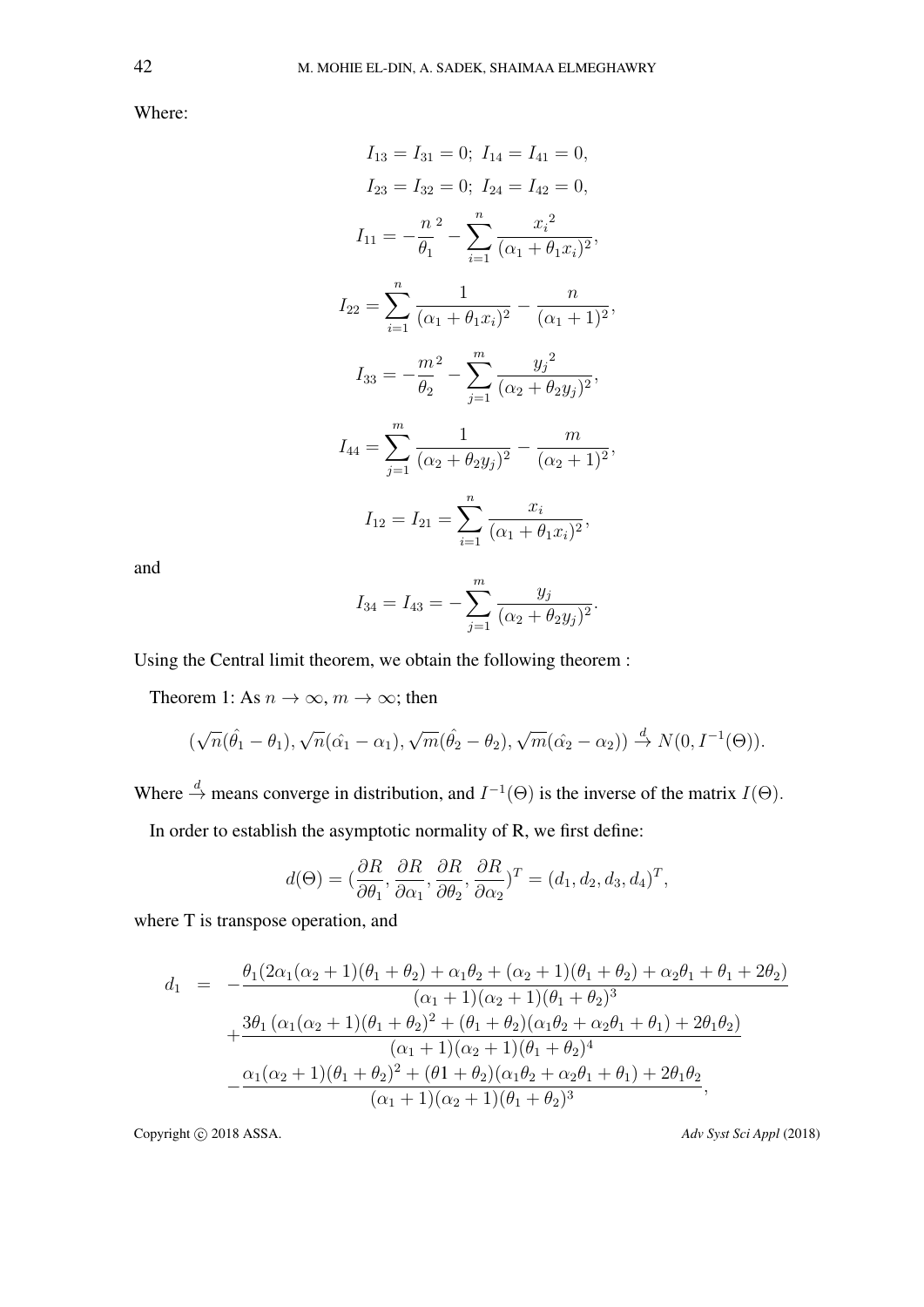Where:

$$I_{13} = I_{31} = 0;\ I_{14} = I_{41} = 0,$$

$$I_{23} = I_{32} = 0;\ I_{24} = I_{42} = 0,$$

$$I_{11} = -\frac{n}{\theta_1}^2 - \sum_{i=1}^{n} \frac{{x_i}^2}{(\alpha_1 + \theta_1 x_i)^2},$$

$$I_{22} = \sum_{i=1}^{n} \frac{1}{(\alpha_1 + \theta_1 x_i)^2} - \frac{n}{(\alpha_1 + 1)^2},$$

$$I_{33} = -\frac{m}{\theta_2}^2 - \sum_{j=1}^{m} \frac{{y_j}^2}{(\alpha_2 + \theta_2 y_j)^2},$$

$$I_{44} = \sum_{j=1}^{m} \frac{1}{(\alpha_2 + \theta_2 y_j)^2} - \frac{m}{(\alpha_2 + 1)^2},$$

$$I_{12} = I_{21} = \sum_{i=1}^{n} \frac{x_i}{(\alpha_1 + \theta_1 x_i)^2},$$

and

$$I_{34} = I_{43} = -\sum_{j=1}^{m} \frac{y_j}{(\alpha_2 + \theta_2 y_j)^2}.$$

Using the Central limit theorem, we obtain the following theorem :

Theorem 1: As $n \to \infty, m \to \infty$; then

$$(\sqrt{n}(\hat{\theta_1} - \theta_1), \sqrt{n}(\hat{\alpha_1} - \alpha_1), \sqrt{m}(\hat{\theta_2} - \theta_2), \sqrt{m}(\hat{\alpha_2} - \alpha_2)) \xrightarrow{d} N(0, I^{-1}(\Theta)).$$

Where $\xrightarrow{d}$ means converge in distribution, and $I^{-1}(\Theta)$ is the inverse of the matrix $I(\Theta)$.

In order to establish the asymptotic normality of R, we first define:

$$d(\Theta) = (\frac{\partial R}{\partial \theta_1}, \frac{\partial R}{\partial \alpha_1}, \frac{\partial R}{\partial \theta_2}, \frac{\partial R}{\partial \alpha_2})^T = (d_1, d_2, d_3, d_4)^T,$$

where T is transpose operation, and

$$\begin{aligned} d_1 \;=\; & -\frac{\theta_1(2\alpha_1(\alpha_2+1)(\theta_1+\theta_2) + \alpha_1\theta_2 + (\alpha_2+1)(\theta_1+\theta_2) + \alpha_2\theta_1 + \theta_1 + 2\theta_2)}{(\alpha_1+1)(\alpha_2+1)(\theta_1+\theta_2)^3} \\ & + \frac{3\theta_1\left(\alpha_1(\alpha_2+1)(\theta_1+\theta_2)^2 + (\theta_1+\theta_2)(\alpha_1\theta_2 + \alpha_2\theta_1 + \theta_1) + 2\theta_1\theta_2\right)}{(\alpha_1+1)(\alpha_2+1)(\theta_1+\theta_2)^4} \\ & - \frac{\alpha_1(\alpha_2+1)(\theta_1+\theta_2)^2 + (\theta 1+\theta_2)(\alpha_1\theta_2 + \alpha_2\theta_1 + \theta_1) + 2\theta_1\theta_2}{(\alpha_1+1)(\alpha_2+1)(\theta_1+\theta_2)^3}, \end{aligned}$$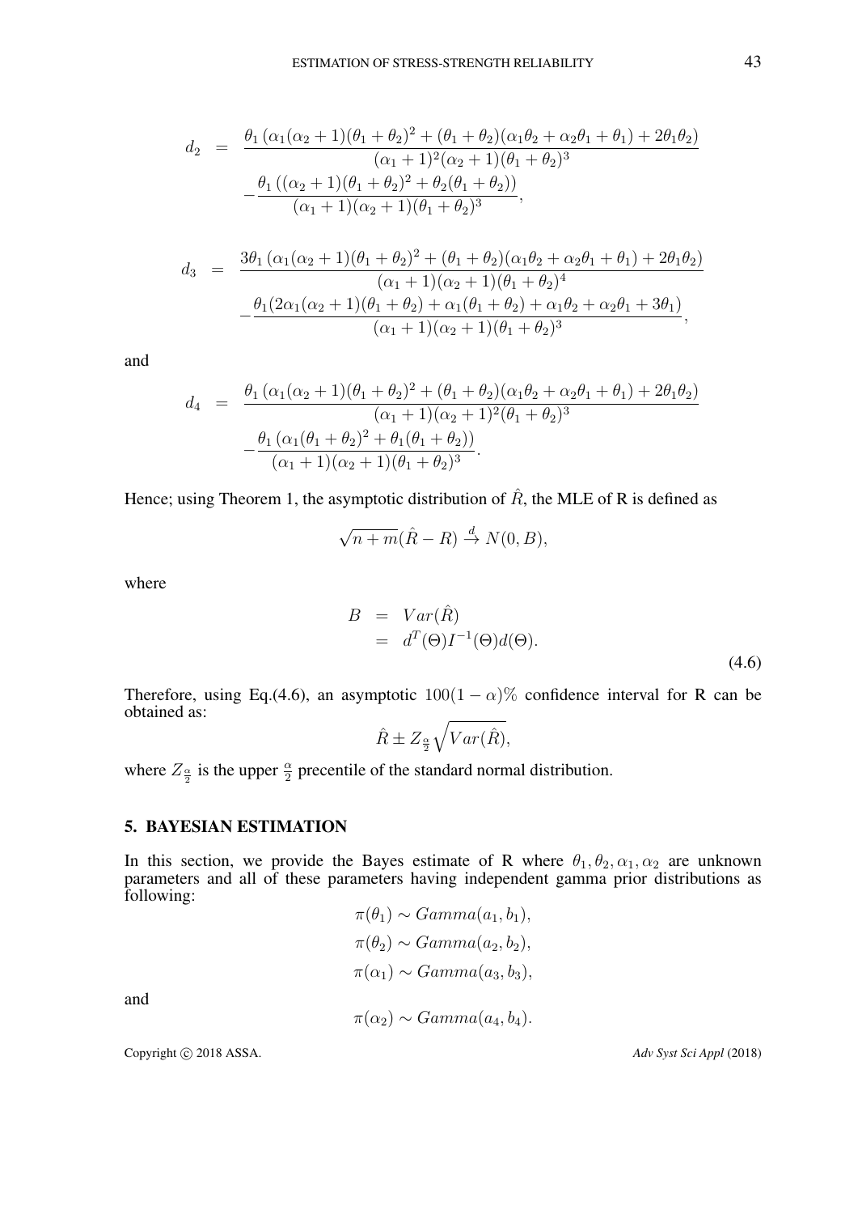$$
\begin{aligned}
d_2 &= \frac{\theta_1\left(\alpha_1(\alpha_2+1)(\theta_1+\theta_2)^2+(\theta_1+\theta_2)(\alpha_1\theta_2+\alpha_2\theta_1+\theta_1)+2\theta_1\theta_2\right)}{(\alpha_1+1)^2(\alpha_2+1)(\theta_1+\theta_2)^3} \\
&\quad -\frac{\theta_1\left((\alpha_2+1)(\theta_1+\theta_2)^2+\theta_2(\theta_1+\theta_2)\right)}{(\alpha_1+1)(\alpha_2+1)(\theta_1+\theta_2)^3},
\end{aligned}
$$

$$
\begin{aligned}
d_3 &= \frac{3\theta_1\left(\alpha_1(\alpha_2+1)(\theta_1+\theta_2)^2+(\theta_1+\theta_2)(\alpha_1\theta_2+\alpha_2\theta_1+\theta_1)+2\theta_1\theta_2\right)}{(\alpha_1+1)(\alpha_2+1)(\theta_1+\theta_2)^4} \\
&\quad -\frac{\theta_1(2\alpha_1(\alpha_2+1)(\theta_1+\theta_2)+\alpha_1(\theta_1+\theta_2)+\alpha_1\theta_2+\alpha_2\theta_1+3\theta_1)}{(\alpha_1+1)(\alpha_2+1)(\theta_1+\theta_2)^3},
\end{aligned}
$$

and

$$
\begin{aligned}
d_4 &= \frac{\theta_1\left(\alpha_1(\alpha_2+1)(\theta_1+\theta_2)^2+(\theta_1+\theta_2)(\alpha_1\theta_2+\alpha_2\theta_1+\theta_1)+2\theta_1\theta_2\right)}{(\alpha_1+1)(\alpha_2+1)^2(\theta_1+\theta_2)^3} \\
&\quad -\frac{\theta_1\left(\alpha_1(\theta_1+\theta_2)^2+\theta_1(\theta_1+\theta_2)\right)}{(\alpha_1+1)(\alpha_2+1)(\theta_1+\theta_2)^3}.
\end{aligned}
$$

Hence; using Theorem 1, the asymptotic distribution of $\hat{R}$, the MLE of R is defined as

$$
\sqrt{n+m}(\hat{R}-R) \xrightarrow{d} N(0,B),
$$

where

$$
\begin{aligned}
B &= Var(\hat{R}) \\
&= d^T(\Theta)I^{-1}(\Theta)d(\Theta).
\end{aligned} \tag{4.6}
$$

Therefore, using Eq.(4.6), an asymptotic $100(1-\alpha)\%$ confidence interval for R can be obtained as:

$$
\hat{R} \pm Z_{\frac{\alpha}{2}}\sqrt{Var(\hat{R})},
$$

where $Z_{\frac{\alpha}{2}}$ is the upper $\frac{\alpha}{2}$ precentile of the standard normal distribution.

## 5. BAYESIAN ESTIMATION

In this section, we provide the Bayes estimate of R where $\theta_1, \theta_2, \alpha_1, \alpha_2$ are unknown parameters and all of these parameters having independent gamma prior distributions as following:

$$
\pi(\theta_1) \sim Gamma(a_1, b_1),
$$

$$
\pi(\theta_2) \sim Gamma(a_2, b_2),
$$

$$
\pi(\alpha_1) \sim Gamma(a_3, b_3),
$$

and

$$
\pi(\alpha_2) \sim Gamma(a_4, b_4).
$$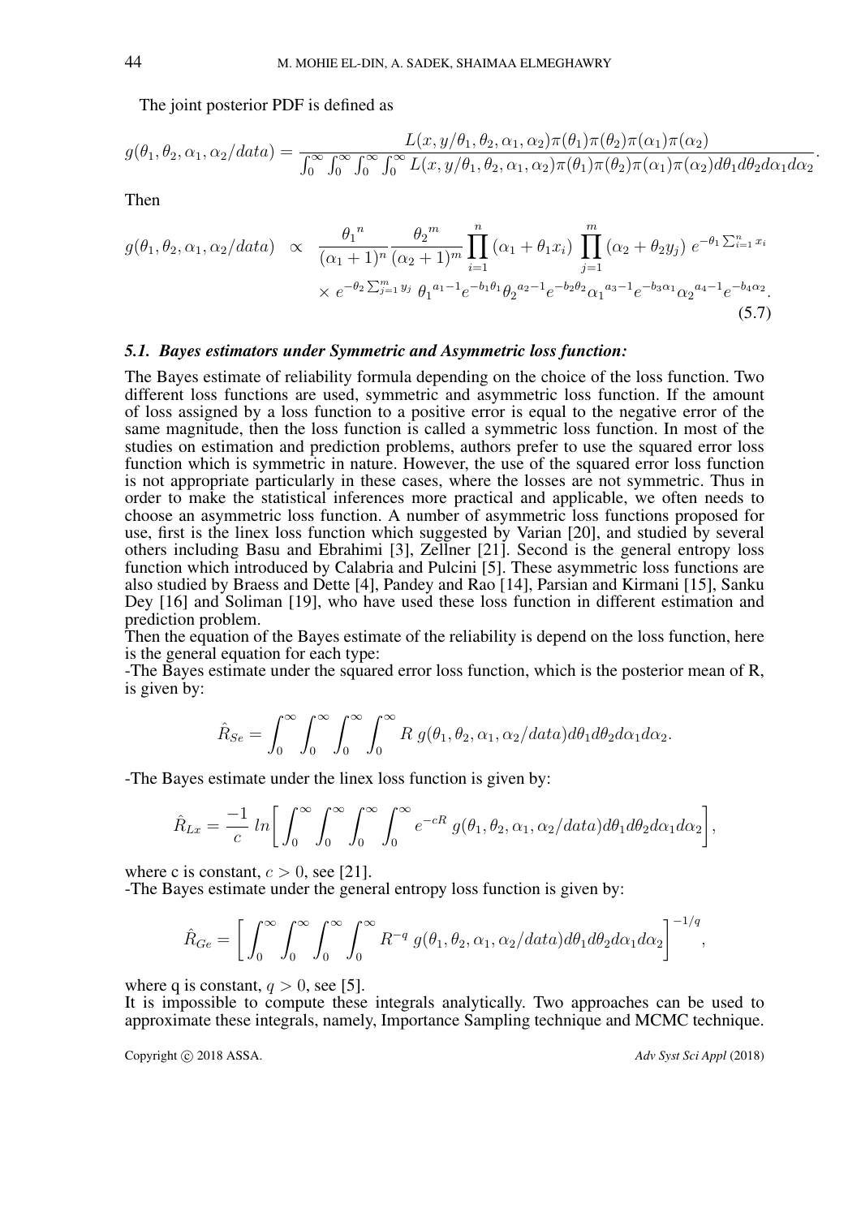The joint posterior PDF is defined as

$$g(\theta_1, \theta_2, \alpha_1, \alpha_2/data) = \frac{L(x, y/\theta_1, \theta_2, \alpha_1, \alpha_2)\pi(\theta_1)\pi(\theta_2)\pi(\alpha_1)\pi(\alpha_2)}{\int_0^\infty \int_0^\infty \int_0^\infty \int_0^\infty L(x, y/\theta_1, \theta_2, \alpha_1, \alpha_2)\pi(\theta_1)\pi(\theta_2)\pi(\alpha_1)\pi(\alpha_2)d\theta_1 d\theta_2 d\alpha_1 d\alpha_2}.$$

Then

$$\begin{aligned} g(\theta_1, \theta_2, \alpha_1, \alpha_2/data) \quad &\propto \quad \frac{{\theta_1}^n}{(\alpha_1+1)^n} \frac{{\theta_2}^m}{(\alpha_2+1)^m} \prod_{i=1}^{n} (\alpha_1 + \theta_1 x_i) \prod_{j=1}^{m} (\alpha_2 + \theta_2 y_j)\, e^{-\theta_1 \sum_{i=1}^{n} x_i} \\ &\times e^{-\theta_2 \sum_{j=1}^{m} y_j}\, {\theta_1}^{a_1-1} e^{-b_1\theta_1} {\theta_2}^{a_2-1} e^{-b_2\theta_2} {\alpha_1}^{a_3-1} e^{-b_3\alpha_1} {\alpha_2}^{a_4-1} e^{-b_4\alpha_2}. \end{aligned} \tag{5.7}$$

### *5.1. Bayes estimators under Symmetric and Asymmetric loss function:*

The Bayes estimate of reliability formula depending on the choice of the loss function. Two different loss functions are used, symmetric and asymmetric loss function. If the amount of loss assigned by a loss function to a positive error is equal to the negative error of the same magnitude, then the loss function is called a symmetric loss function. In most of the studies on estimation and prediction problems, authors prefer to use the squared error loss function which is symmetric in nature. However, the use of the squared error loss function is not appropriate particularly in these cases, where the losses are not symmetric. Thus in order to make the statistical inferences more practical and applicable, we often needs to choose an asymmetric loss function. A number of asymmetric loss functions proposed for use, first is the linex loss function which suggested by Varian [20], and studied by several others including Basu and Ebrahimi [3], Zellner [21]. Second is the general entropy loss function which introduced by Calabria and Pulcini [5]. These asymmetric loss functions are also studied by Braess and Dette [4], Pandey and Rao [14], Parsian and Kirmani [15], Sanku Dey [16] and Soliman [19], who have used these loss function in different estimation and prediction problem.

Then the equation of the Bayes estimate of the reliability is depend on the loss function, here is the general equation for each type:

-The Bayes estimate under the squared error loss function, which is the posterior mean of R, is given by:

$$\hat{R}_{Se} = \int_0^\infty \int_0^\infty \int_0^\infty \int_0^\infty R\ g(\theta_1, \theta_2, \alpha_1, \alpha_2/data)d\theta_1 d\theta_2 d\alpha_1 d\alpha_2.$$

-The Bayes estimate under the linex loss function is given by:

$$\hat{R}_{Lx} = \frac{-1}{c}\ ln\bigg[\int_0^\infty \int_0^\infty \int_0^\infty \int_0^\infty e^{-cR}\ g(\theta_1, \theta_2, \alpha_1, \alpha_2/data)d\theta_1 d\theta_2 d\alpha_1 d\alpha_2\bigg],$$

where c is constant, $c > 0$, see [21].

-The Bayes estimate under the general entropy loss function is given by:

$$\hat{R}_{Ge} = \bigg[\int_0^\infty \int_0^\infty \int_0^\infty \int_0^\infty R^{-q}\ g(\theta_1, \theta_2, \alpha_1, \alpha_2/data)d\theta_1 d\theta_2 d\alpha_1 d\alpha_2\bigg]^{-1/q},$$

where q is constant, $q > 0$, see [5].

It is impossible to compute these integrals analytically. Two approaches can be used to approximate these integrals, namely, Importance Sampling technique and MCMC technique.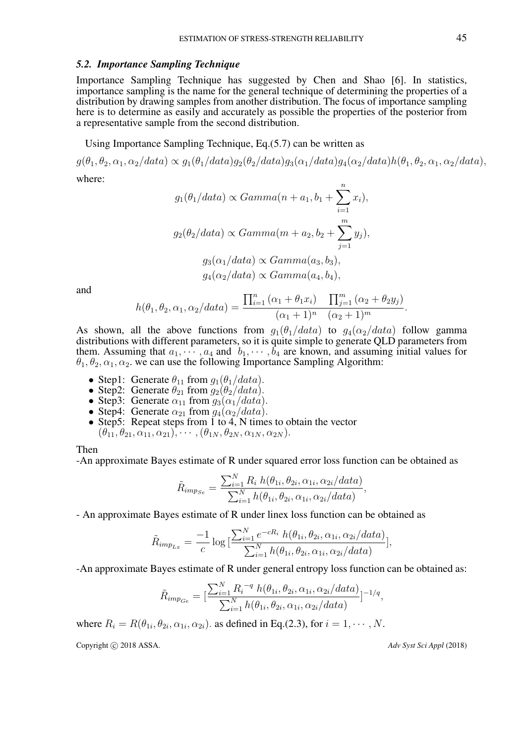### 5.2. Importance Sampling Technique

Importance Sampling Technique has suggested by Chen and Shao [6]. In statistics, importance sampling is the name for the general technique of determining the properties of a distribution by drawing samples from another distribution. The focus of importance sampling here is to determine as easily and accurately as possible the properties of the posterior from a representative sample from the second distribution.

Using Importance Sampling Technique, Eq.(5.7) can be written as

$$g(\theta_1, \theta_2, \alpha_1, \alpha_2/data) \propto g_1(\theta_1/data)g_2(\theta_2/data)g_3(\alpha_1/data)g_4(\alpha_2/data)h(\theta_1, \theta_2, \alpha_1, \alpha_2/data),$$

where:

$$g_1(\theta_1/data) \propto Gamma(n + a_1, b_1 + \sum_{i=1}^{n} x_i),$$

$$g_2(\theta_2/data) \propto Gamma(m + a_2, b_2 + \sum_{j=1}^{m} y_j),$$

$$g_3(\alpha_1/data) \propto Gamma(a_3, b_3),$$

$$g_4(\alpha_2/data) \propto Gamma(a_4, b_4),$$

and

$$h(\theta_1, \theta_2, \alpha_1, \alpha_2/data) = \frac{\prod_{i=1}^{n} (\alpha_1 + \theta_1 x_i) \quad \prod_{j=1}^{m} (\alpha_2 + \theta_2 y_j)}{(\alpha_1 + 1)^n \quad (\alpha_2 + 1)^m}.$$

As shown, all the above functions from $g_1(\theta_1/data)$ to $g_4(\alpha_2/data)$ follow gamma distributions with different parameters, so it is quite simple to generate QLD parameters from them. Assuming that $a_1, \cdots, a_4$ and $b_1, \cdots, b_4$ are known, and assuming initial values for $\theta_1, \theta_2, \alpha_1, \alpha_2$. we can use the following Importance Sampling Algorithm:

- Step1: Generate $\theta_{11}$ from $g_1(\theta_1/data)$.
- Step2: Generate $\theta_{21}$ from $g_2(\theta_2/data)$.
- Step3: Generate $\alpha_{11}$ from $g_3(\alpha_1/data)$.
- Step4: Generate $\alpha_{21}$ from $g_4(\alpha_2/data)$.
- Step5: Repeat steps from 1 to 4, N times to obtain the vector $(\theta_{11}, \theta_{21}, \alpha_{11}, \alpha_{21}), \cdots, (\theta_{1N}, \theta_{2N}, \alpha_{1N}, \alpha_{2N})$.

Then

-An approximate Bayes estimate of R under squared error loss function can be obtained as

$$\tilde{R}_{imp_{Se}} = \frac{\sum_{i=1}^{N} R_i \; h(\theta_{1i}, \theta_{2i}, \alpha_{1i}, \alpha_{2i}/data)}{\sum_{i=1}^{N} h(\theta_{1i}, \theta_{2i}, \alpha_{1i}, \alpha_{2i}/data)},$$

- An approximate Bayes estimate of R under linex loss function can be obtained as

$$\tilde{R}_{imp_{Lx}} = \frac{-1}{c} \log \left[\frac{\sum_{i=1}^{N} e^{-cR_i} \; h(\theta_{1i}, \theta_{2i}, \alpha_{1i}, \alpha_{2i}/data)}{\sum_{i=1}^{N} h(\theta_{1i}, \theta_{2i}, \alpha_{1i}, \alpha_{2i}/data)}\right],$$

-An approximate Bayes estimate of R under general entropy loss function can be obtained as:

$$\tilde{R}_{imp_{Ge}} = \left[\frac{\sum_{i=1}^{N} R_i^{-q} \; h(\theta_{1i}, \theta_{2i}, \alpha_{1i}, \alpha_{2i}/data)}{\sum_{i=1}^{N} h(\theta_{1i}, \theta_{2i}, \alpha_{1i}, \alpha_{2i}/data)}\right]^{-1/q},$$

where $R_i = R(\theta_{1i}, \theta_{2i}, \alpha_{1i}, \alpha_{2i})$. as defined in Eq.(2.3), for $i = 1, \cdots, N$.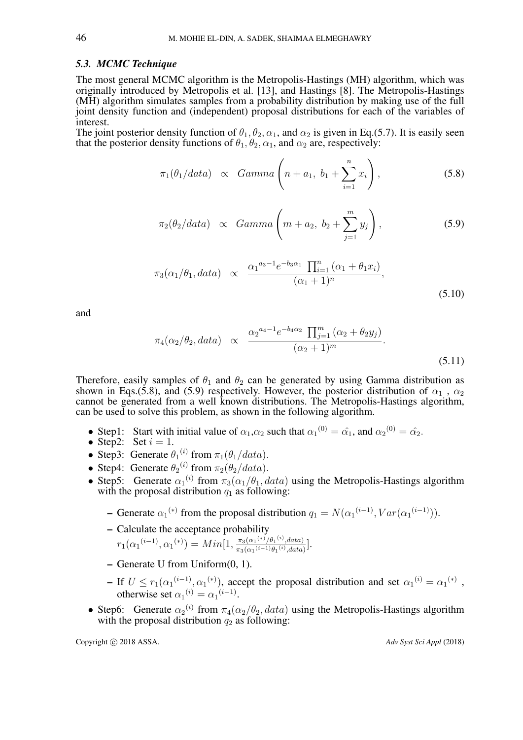### 5.3. MCMC Technique

The most general MCMC algorithm is the Metropolis-Hastings (MH) algorithm, which was originally introduced by Metropolis et al. [13], and Hastings [8]. The Metropolis-Hastings (MH) algorithm simulates samples from a probability distribution by making use of the full joint density function and (independent) proposal distributions for each of the variables of interest.

The joint posterior density function of $\theta_1, \theta_2, \alpha_1$, and $\alpha_2$ is given in Eq.(5.7). It is easily seen that the posterior density functions of $\theta_1, \theta_2, \alpha_1$, and $\alpha_2$ are, respectively:

$$\pi_1(\theta_1/data) \quad \propto \quad Gamma\left(n + a_1,\ b_1 + \sum_{i=1}^{n} x_i\right), \tag{5.8}$$

$$\pi_2(\theta_2/data) \quad \propto \quad Gamma\left(m + a_2,\ b_2 + \sum_{j=1}^{m} y_j\right), \tag{5.9}$$

$$\pi_3(\alpha_1/\theta_1, data) \quad \propto \quad \frac{{\alpha_1}^{a_3-1} e^{-b_3\alpha_1}\ \prod_{i=1}^{n}(\alpha_1 + \theta_1 x_i)}{(\alpha_1 + 1)^n}, \tag{5.10}$$

and

$$\pi_4(\alpha_2/\theta_2, data) \quad \propto \quad \frac{{\alpha_2}^{a_4-1} e^{-b_4\alpha_2}\ \prod_{j=1}^{m}(\alpha_2 + \theta_2 y_j)}{(\alpha_2 + 1)^m}. \tag{5.11}$$

Therefore, easily samples of $\theta_1$ and $\theta_2$ can be generated by using Gamma distribution as shown in Eqs.(5.8), and (5.9) respectively. However, the posterior distribution of $\alpha_1$ , $\alpha_2$ cannot be generated from a well known distributions. The Metropolis-Hastings algorithm, can be used to solve this problem, as shown in the following algorithm.

- Step1: Start with initial value of $\alpha_1$,$\alpha_2$ such that ${\alpha_1}^{(0)} = \hat{\alpha_1}$, and ${\alpha_2}^{(0)} = \hat{\alpha_2}$.
- Step2: Set $i = 1$.
- Step3: Generate ${\theta_1}^{(i)}$ from $\pi_1(\theta_1/data)$.
- Step4: Generate ${\theta_2}^{(i)}$ from $\pi_2(\theta_2/data)$.
- Step5: Generate ${\alpha_1}^{(i)}$ from $\pi_3(\alpha_1/\theta_1, data)$ using the Metropolis-Hastings algorithm with the proposal distribution $q_1$ as following:
  - Generate ${\alpha_1}^{(*)}$ from the proposal distribution $q_1 = N({\alpha_1}^{(i-1)}, Var({\alpha_1}^{(i-1)}))$.
  - Calculate the acceptance probability $r_1({\alpha_1}^{(i-1)}, {\alpha_1}^{(*)}) = Min[1, \frac{\pi_3({\alpha_1}^{(*)}/{\theta_1}^{(i)}, data)}{\pi_3({\alpha_1}^{(i-1)}{\theta_1}^{(i)}, data)}]$.
  - Generate U from Uniform(0, 1).
  - If $U \leq r_1({\alpha_1}^{(i-1)}, {\alpha_1}^{(*)})$, accept the proposal distribution and set ${\alpha_1}^{(i)} = {\alpha_1}^{(*)}$ , otherwise set ${\alpha_1}^{(i)} = {\alpha_1}^{(i-1)}$.
- Step6: Generate ${\alpha_2}^{(i)}$ from $\pi_4(\alpha_2/\theta_2, data)$ using the Metropolis-Hastings algorithm with the proposal distribution $q_2$ as following: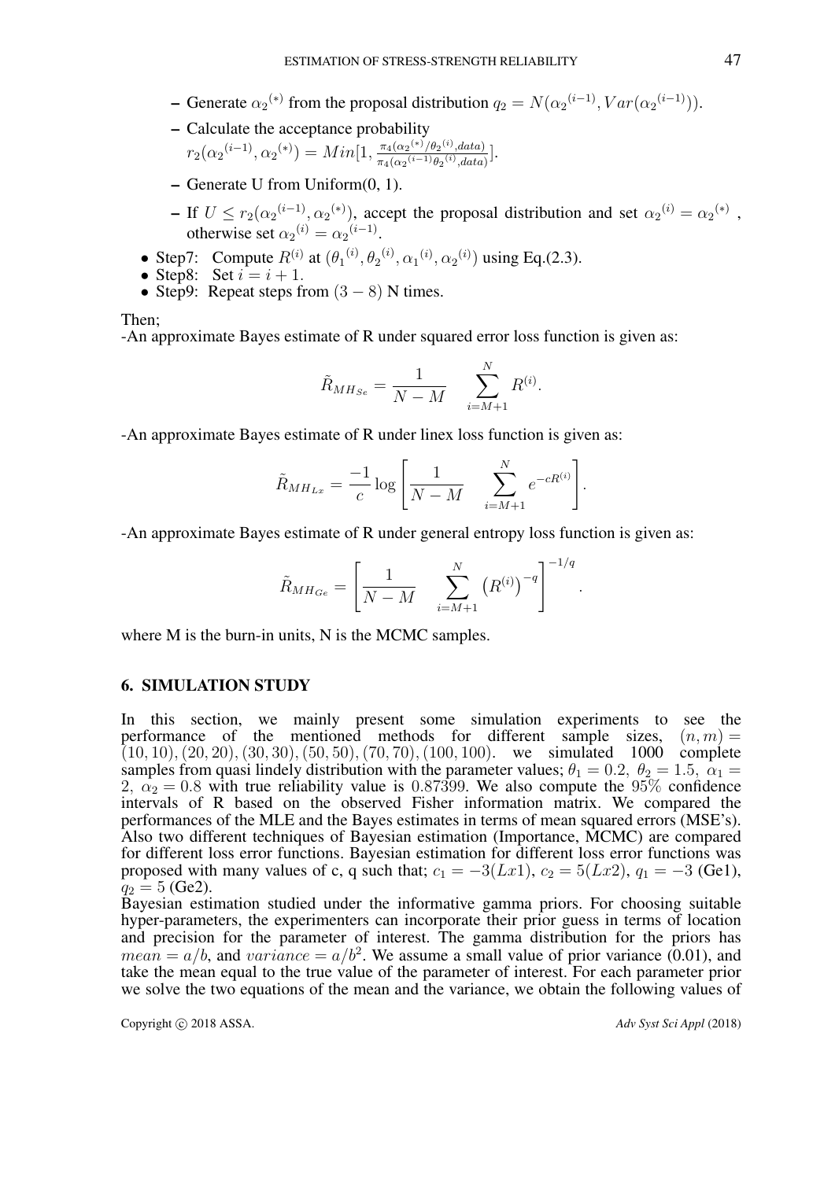- Generate ${\alpha_2}^{(*)}$ from the proposal distribution $q_2 = N({\alpha_2}^{(i-1)}, Var({\alpha_2}^{(i-1)}))$.
  - Calculate the acceptance probability
    $r_2({\alpha_2}^{(i-1)}, {\alpha_2}^{(*)}) = Min[1, \frac{\pi_4({\alpha_2}^{(*)}/{\theta_2}^{(i)}, data)}{\pi_4({\alpha_2}^{(i-1)}{\theta_2}^{(i)}, data)}]$.
  - Generate U from Uniform(0, 1).
  - If $U \leq r_2({\alpha_2}^{(i-1)}, {\alpha_2}^{(*)})$, accept the proposal distribution and set ${\alpha_2}^{(i)} = {\alpha_2}^{(*)}$ , otherwise set ${\alpha_2}^{(i)} = {\alpha_2}^{(i-1)}$.
- Step7: Compute $R^{(i)}$ at $({\theta_1}^{(i)}, {\theta_2}^{(i)}, {\alpha_1}^{(i)}, {\alpha_2}^{(i)})$ using Eq.(2.3).
- Step8: Set $i = i + 1$.
- Step9: Repeat steps from $(3 - 8)$ N times.

Then;
-An approximate Bayes estimate of R under squared error loss function is given as:

$$\tilde{R}_{MH_{Se}} = \frac{1}{N - M} \sum_{i=M+1}^{N} R^{(i)}.$$

-An approximate Bayes estimate of R under linex loss function is given as:

$$\tilde{R}_{MH_{Lx}} = \frac{-1}{c} \log \left[ \frac{1}{N - M} \sum_{i=M+1}^{N} e^{-cR^{(i)}} \right].$$

-An approximate Bayes estimate of R under general entropy loss function is given as:

$$\tilde{R}_{MH_{Ge}} = \left[ \frac{1}{N - M} \sum_{i=M+1}^{N} \left(R^{(i)}\right)^{-q} \right]^{-1/q}.$$

where M is the burn-in units, N is the MCMC samples.

## 6. SIMULATION STUDY

In this section, we mainly present some simulation experiments to see the performance of the mentioned methods for different sample sizes, $(n, m) = (10, 10), (20, 20), (30, 30), (50, 50), (70, 70), (100, 100)$. we simulated 1000 complete samples from quasi lindely distribution with the parameter values; $\theta_1 = 0.2,\ \theta_2 = 1.5,\ \alpha_1 = 2,\ \alpha_2 = 0.8$ with true reliability value is $0.87399$. We also compute the $95\%$ confidence intervals of R based on the observed Fisher information matrix. We compared the performances of the MLE and the Bayes estimates in terms of mean squared errors (MSE's). Also two different techniques of Bayesian estimation (Importance, MCMC) are compared for different loss error functions. Bayesian estimation for different loss error functions was proposed with many values of c, q such that; $c_1 = -3(Lx1)$, $c_2 = 5(Lx2)$, $q_1 = -3$ (Ge1), $q_2 = 5$ (Ge2).
Bayesian estimation studied under the informative gamma priors. For choosing suitable hyper-parameters, the experimenters can incorporate their prior guess in terms of location and precision for the parameter of interest. The gamma distribution for the priors has $mean = a/b$, and $variance = a/b^2$. We assume a small value of prior variance (0.01), and take the mean equal to the true value of the parameter of interest. For each parameter prior we solve the two equations of the mean and the variance, we obtain the following values of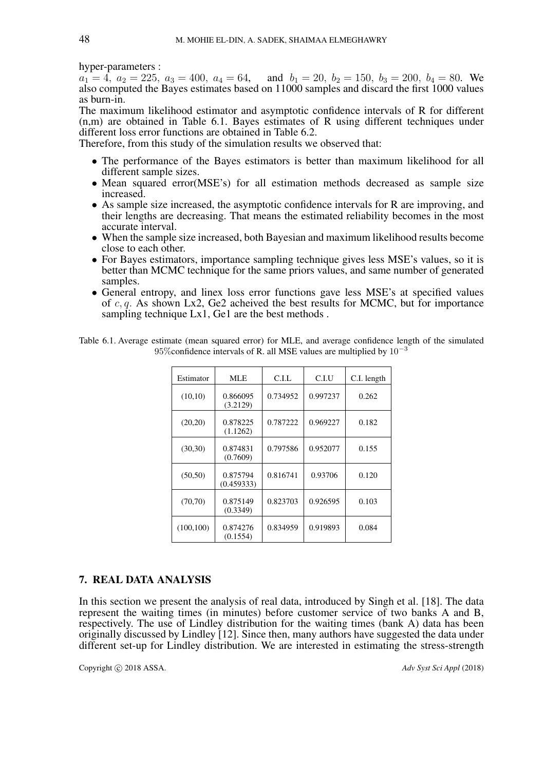hyper-parameters :
$a_1 = 4,\ a_2 = 225,\ a_3 = 400,\ a_4 = 64,$ and $b_1 = 20,\ b_2 = 150,\ b_3 = 200,\ b_4 = 80$. We also computed the Bayes estimates based on 11000 samples and discard the first 1000 values as burn-in.
The maximum likelihood estimator and asymptotic confidence intervals of R for different (n,m) are obtained in Table 6.1. Bayes estimates of R using different techniques under different loss error functions are obtained in Table 6.2.
Therefore, from this study of the simulation results we observed that:

- The performance of the Bayes estimators is better than maximum likelihood for all different sample sizes.
- Mean squared error(MSE's) for all estimation methods decreased as sample size increased.
- As sample size increased, the asymptotic confidence intervals for R are improving, and their lengths are decreasing. That means the estimated reliability becomes in the most accurate interval.
- When the sample size increased, both Bayesian and maximum likelihood results become close to each other.
- For Bayes estimators, importance sampling technique gives less MSE's values, so it is better than MCMC technique for the same priors values, and same number of generated samples.
- General entropy, and linex loss error functions gave less MSE's at specified values of $c, q$. As shown Lx2, Ge2 acheived the best results for MCMC, but for importance sampling technique Lx1, Ge1 are the best methods .

Table 6.1. Average estimate (mean squared error) for MLE, and average confidence length of the simulated 95%confidence intervals of R. all MSE values are multiplied by $10^{-3}$

| Estimator | MLE | C.I.L | C.I.U | C.I. length |
|---|---|---|---|---|
| (10,10) | 0.866095 (3.2129) | 0.734952 | 0.997237 | 0.262 |
| (20,20) | 0.878225 (1.1262) | 0.787222 | 0.969227 | 0.182 |
| (30,30) | 0.874831 (0.7609) | 0.797586 | 0.952077 | 0.155 |
| (50,50) | 0.875794 (0.459333) | 0.816741 | 0.93706 | 0.120 |
| (70,70) | 0.875149 (0.3349) | 0.823703 | 0.926595 | 0.103 |
| (100,100) | 0.874276 (0.1554) | 0.834959 | 0.919893 | 0.084 |

## 7. REAL DATA ANALYSIS

In this section we present the analysis of real data, introduced by Singh et al. [18]. The data represent the waiting times (in minutes) before customer service of two banks A and B, respectively. The use of Lindley distribution for the waiting times (bank A) data has been originally discussed by Lindley [12]. Since then, many authors have suggested the data under different set-up for Lindley distribution. We are interested in estimating the stress-strength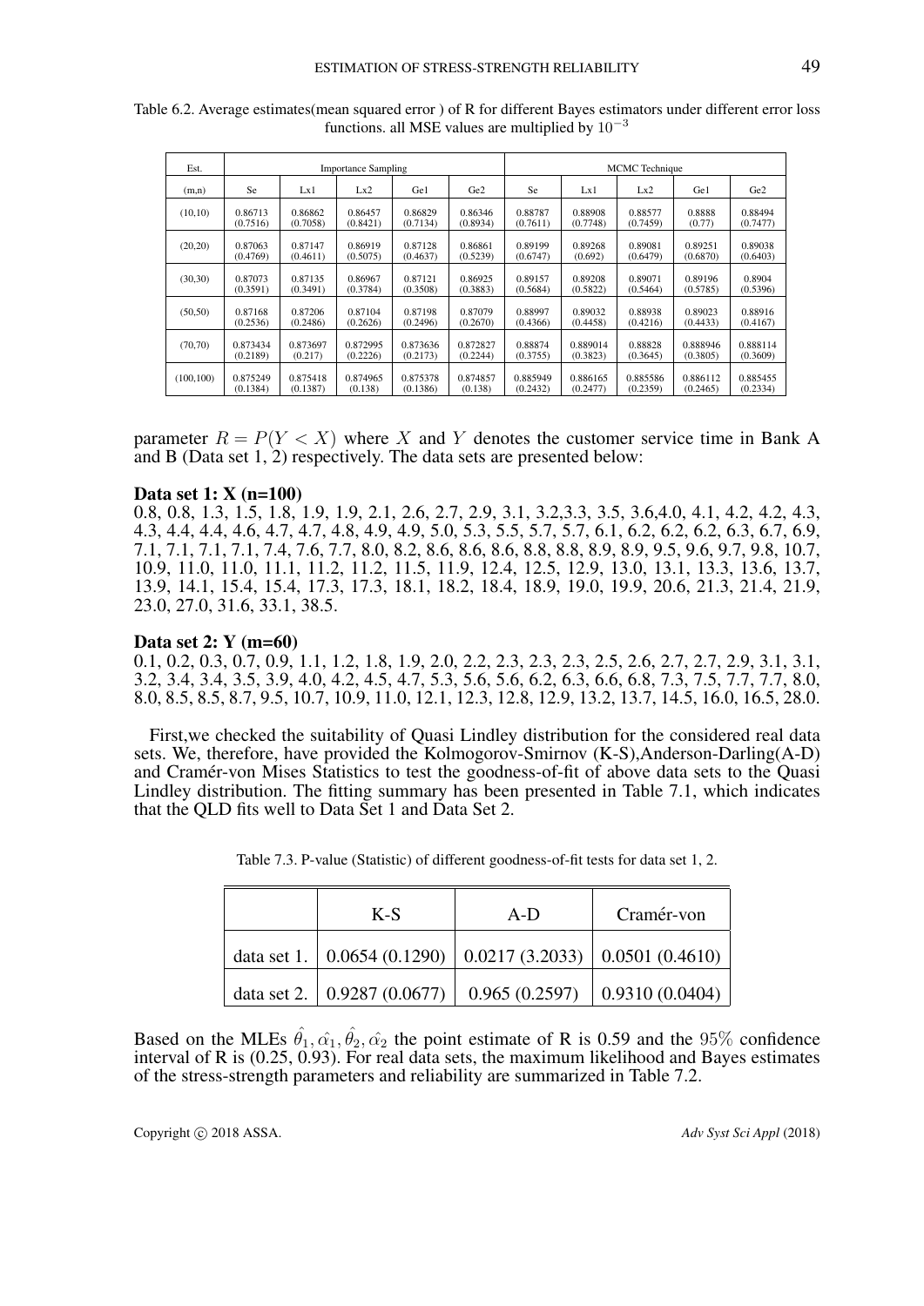Table 6.2. Average estimates(mean squared error ) of R for different Bayes estimators under different error loss functions. all MSE values are multiplied by $10^{-3}$

| Est. | Importance Sampling | | | | | MCMC Technique | | | | |
|---|---|---|---|---|---|---|---|---|---|---|
| (m,n) | Se | Lx1 | Lx2 | Ge1 | Ge2 | Se | Lx1 | Lx2 | Ge1 | Ge2 |
| (10,10) | 0.86713 (0.7516) | 0.86862 (0.7058) | 0.86457 (0.8421) | 0.86829 (0.7134) | 0.86346 (0.8934) | 0.88787 (0.7611) | 0.88908 (0.7748) | 0.88577 (0.7459) | 0.8888 (0.77) | 0.88494 (0.7477) |
| (20,20) | 0.87063 (0.4769) | 0.87147 (0.4611) | 0.86919 (0.5075) | 0.87128 (0.4637) | 0.86861 (0.5239) | 0.89199 (0.6747) | 0.89268 (0.692) | 0.89081 (0.6479) | 0.89251 (0.6870) | 0.89038 (0.6403) |
| (30,30) | 0.87073 (0.3591) | 0.87135 (0.3491) | 0.86967 (0.3784) | 0.87121 (0.3508) | 0.86925 (0.3883) | 0.89157 (0.5684) | 0.89208 (0.5822) | 0.89071 (0.5464) | 0.89196 (0.5785) | 0.8904 (0.5396) |
| (50,50) | 0.87168 (0.2536) | 0.87206 (0.2486) | 0.87104 (0.2626) | 0.87198 (0.2496) | 0.87079 (0.2670) | 0.88997 (0.4366) | 0.89032 (0.4458) | 0.88938 (0.4216) | 0.89023 (0.4433) | 0.88916 (0.4167) |
| (70,70) | 0.873434 (0.2189) | 0.873697 (0.217) | 0.872995 (0.2226) | 0.873636 (0.2173) | 0.872827 (0.2244) | 0.88874 (0.3755) | 0.889014 (0.3823) | 0.88828 (0.3645) | 0.888946 (0.3805) | 0.888114 (0.3609) |
| (100,100) | 0.875249 (0.1384) | 0.875418 (0.1387) | 0.874965 (0.138) | 0.875378 (0.1386) | 0.874857 (0.138) | 0.885949 (0.2432) | 0.886165 (0.2477) | 0.885586 (0.2359) | 0.886112 (0.2465) | 0.885455 (0.2334) |

parameter $R = P(Y < X)$ where $X$ and $Y$ denotes the customer service time in Bank A and B (Data set 1, 2) respectively. The data sets are presented below:

**Data set 1: X (n=100)**

0.8, 0.8, 1.3, 1.5, 1.8, 1.9, 1.9, 2.1, 2.6, 2.7, 2.9, 3.1, 3.2,3.3, 3.5, 3.6,4.0, 4.1, 4.2, 4.2, 4.3, 4.3, 4.4, 4.4, 4.6, 4.7, 4.7, 4.8, 4.9, 4.9, 5.0, 5.3, 5.5, 5.7, 5.7, 6.1, 6.2, 6.2, 6.2, 6.3, 6.7, 6.9, 7.1, 7.1, 7.1, 7.1, 7.4, 7.6, 7.7, 8.0, 8.2, 8.6, 8.6, 8.6, 8.8, 8.8, 8.9, 8.9, 9.5, 9.6, 9.7, 9.8, 10.7, 10.9, 11.0, 11.0, 11.1, 11.2, 11.2, 11.5, 11.9, 12.4, 12.5, 12.9, 13.0, 13.1, 13.3, 13.6, 13.7, 13.9, 14.1, 15.4, 15.4, 17.3, 17.3, 18.1, 18.2, 18.4, 18.9, 19.0, 19.9, 20.6, 21.3, 21.4, 21.9, 23.0, 27.0, 31.6, 33.1, 38.5.

**Data set 2: Y (m=60)**

0.1, 0.2, 0.3, 0.7, 0.9, 1.1, 1.2, 1.8, 1.9, 2.0, 2.2, 2.3, 2.3, 2.3, 2.5, 2.6, 2.7, 2.7, 2.9, 3.1, 3.1, 3.2, 3.4, 3.4, 3.5, 3.9, 4.0, 4.2, 4.5, 4.7, 5.3, 5.6, 5.6, 6.2, 6.3, 6.6, 6.8, 7.3, 7.5, 7.7, 7.7, 8.0, 8.0, 8.5, 8.5, 8.7, 9.5, 10.7, 10.9, 11.0, 12.1, 12.3, 12.8, 12.9, 13.2, 13.7, 14.5, 16.0, 16.5, 28.0.

First,we checked the suitability of Quasi Lindley distribution for the considered real data sets. We, therefore, have provided the Kolmogorov-Smirnov (K-S),Anderson-Darling(A-D) and Cramér-von Mises Statistics to test the goodness-of-fit of above data sets to the Quasi Lindley distribution. The fitting summary has been presented in Table 7.1, which indicates that the QLD fits well to Data Set 1 and Data Set 2.

Table 7.3. P-value (Statistic) of different goodness-of-fit tests for data set 1, 2.

| | K-S | A-D | Cramér-von |
|---|---|---|---|
| data set 1. | 0.0654 (0.1290) | 0.0217 (3.2033) | 0.0501 (0.4610) |
| data set 2. | 0.9287 (0.0677) | 0.965 (0.2597) | 0.9310 (0.0404) |

Based on the MLEs $\hat{\theta}_1, \hat{\alpha_1}, \hat{\theta}_2, \hat{\alpha_2}$ the point estimate of R is 0.59 and the 95% confidence interval of R is (0.25, 0.93). For real data sets, the maximum likelihood and Bayes estimates of the stress-strength parameters and reliability are summarized in Table 7.2.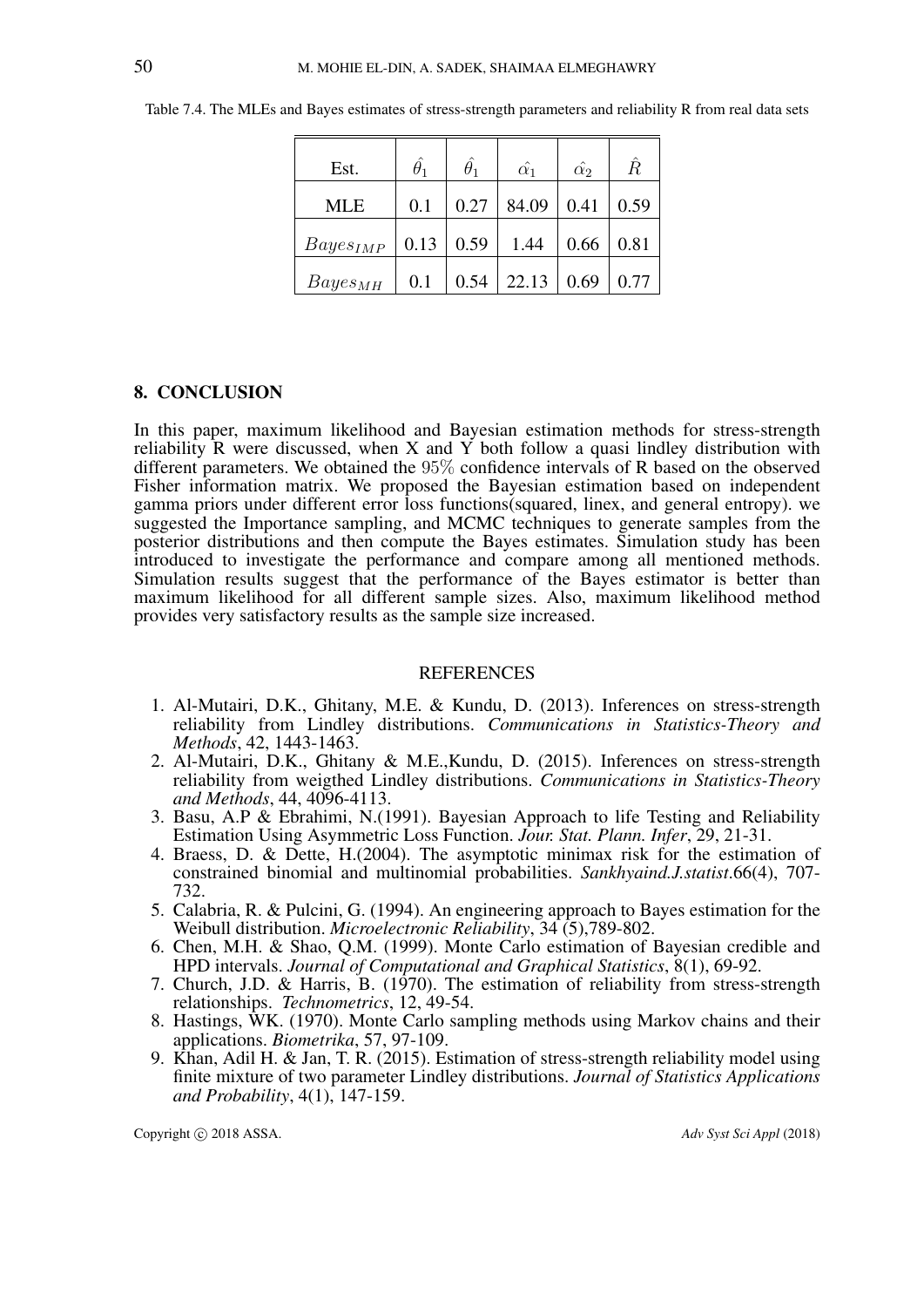Table 7.4. The MLEs and Bayes estimates of stress-strength parameters and reliability R from real data sets

| Est. | $\hat{\theta}_1$ | $\hat{\theta}_1$ | $\hat{\alpha_1}$ | $\hat{\alpha_2}$ | $\hat{R}$ |
|---|---|---|---|---|---|
| MLE | 0.1 | 0.27 | 84.09 | 0.41 | 0.59 |
| $Bayes_{IMP}$ | 0.13 | 0.59 | 1.44 | 0.66 | 0.81 |
| $Bayes_{MH}$ | 0.1 | 0.54 | 22.13 | 0.69 | 0.77 |

## 8. CONCLUSION

In this paper, maximum likelihood and Bayesian estimation methods for stress-strength reliability R were discussed, when X and Y both follow a quasi lindley distribution with different parameters. We obtained the $95\%$ confidence intervals of R based on the observed Fisher information matrix. We proposed the Bayesian estimation based on independent gamma priors under different error loss functions(squared, linex, and general entropy). we suggested the Importance sampling, and MCMC techniques to generate samples from the posterior distributions and then compute the Bayes estimates. Simulation study has been introduced to investigate the performance and compare among all mentioned methods. Simulation results suggest that the performance of the Bayes estimator is better than maximum likelihood for all different sample sizes. Also, maximum likelihood method provides very satisfactory results as the sample size increased.

## REFERENCES

1. Al-Mutairi, D.K., Ghitany, M.E. & Kundu, D. (2013). Inferences on stress-strength reliability from Lindley distributions. *Communications in Statistics-Theory and Methods*, 42, 1443-1463.
2. Al-Mutairi, D.K., Ghitany & M.E.,Kundu, D. (2015). Inferences on stress-strength reliability from weigthed Lindley distributions. *Communications in Statistics-Theory and Methods*, 44, 4096-4113.
3. Basu, A.P & Ebrahimi, N.(1991). Bayesian Approach to life Testing and Reliability Estimation Using Asymmetric Loss Function. *Jour. Stat. Plann. Infer*, 29, 21-31.
4. Braess, D. & Dette, H.(2004). The asymptotic minimax risk for the estimation of constrained binomial and multinomial probabilities. *Sankhyaind.J.statist*.66(4), 707-732.
5. Calabria, R. & Pulcini, G. (1994). An engineering approach to Bayes estimation for the Weibull distribution. *Microelectronic Reliability*, 34 (5),789-802.
6. Chen, M.H. & Shao, Q.M. (1999). Monte Carlo estimation of Bayesian credible and HPD intervals. *Journal of Computational and Graphical Statistics*, 8(1), 69-92.
7. Church, J.D. & Harris, B. (1970). The estimation of reliability from stress-strength relationships. *Technometrics*, 12, 49-54.
8. Hastings, WK. (1970). Monte Carlo sampling methods using Markov chains and their applications. *Biometrika*, 57, 97-109.
9. Khan, Adil H. & Jan, T. R. (2015). Estimation of stress-strength reliability model using finite mixture of two parameter Lindley distributions. *Journal of Statistics Applications and Probability*, 4(1), 147-159.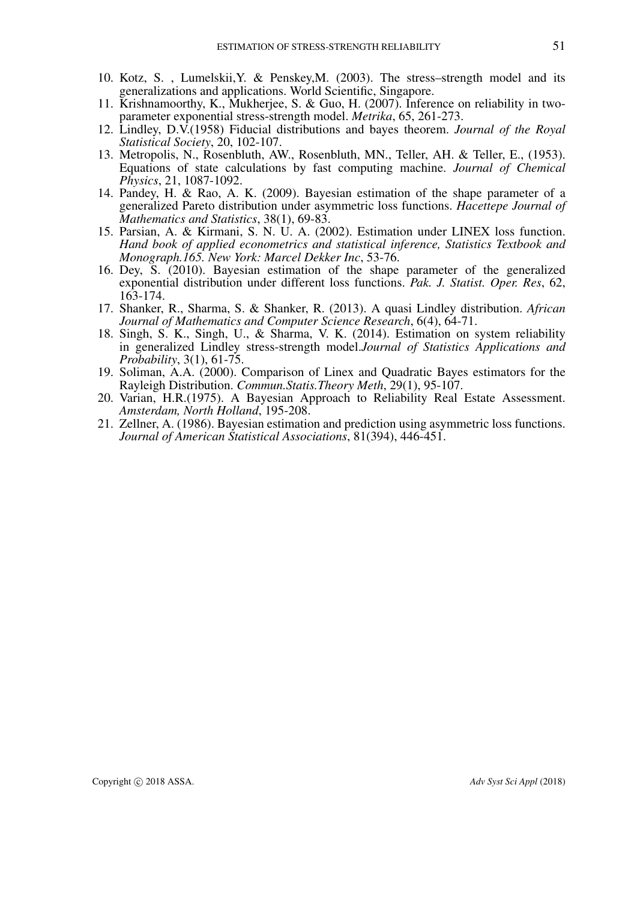10. Kotz, S. , Lumelskii,Y. & Penskey,M. (2003). The stress–strength model and its generalizations and applications. World Scientific, Singapore.
11. Krishnamoorthy, K., Mukherjee, S. & Guo, H. (2007). Inference on reliability in two-parameter exponential stress-strength model. *Metrika*, 65, 261-273.
12. Lindley, D.V.(1958) Fiducial distributions and bayes theorem. *Journal of the Royal Statistical Society*, 20, 102-107.
13. Metropolis, N., Rosenbluth, AW., Rosenbluth, MN., Teller, AH. & Teller, E., (1953). Equations of state calculations by fast computing machine. *Journal of Chemical Physics*, 21, 1087-1092.
14. Pandey, H. & Rao, A. K. (2009). Bayesian estimation of the shape parameter of a generalized Pareto distribution under asymmetric loss functions. *Hacettepe Journal of Mathematics and Statistics*, 38(1), 69-83.
15. Parsian, A. & Kirmani, S. N. U. A. (2002). Estimation under LINEX loss function. *Hand book of applied econometrics and statistical inference, Statistics Textbook and Monograph.165. New York: Marcel Dekker Inc*, 53-76.
16. Dey, S. (2010). Bayesian estimation of the shape parameter of the generalized exponential distribution under different loss functions. *Pak. J. Statist. Oper. Res*, 62, 163-174.
17. Shanker, R., Sharma, S. & Shanker, R. (2013). A quasi Lindley distribution. *African Journal of Mathematics and Computer Science Research*, 6(4), 64-71.
18. Singh, S. K., Singh, U., & Sharma, V. K. (2014). Estimation on system reliability in generalized Lindley stress-strength model.*Journal of Statistics Applications and Probability*, 3(1), 61-75.
19. Soliman, A.A. (2000). Comparison of Linex and Quadratic Bayes estimators for the Rayleigh Distribution. *Commun.Statis.Theory Meth*, 29(1), 95-107.
20. Varian, H.R.(1975). A Bayesian Approach to Reliability Real Estate Assessment. *Amsterdam, North Holland*, 195-208.
21. Zellner, A. (1986). Bayesian estimation and prediction using asymmetric loss functions. *Journal of American Statistical Associations*, 81(394), 446-451.